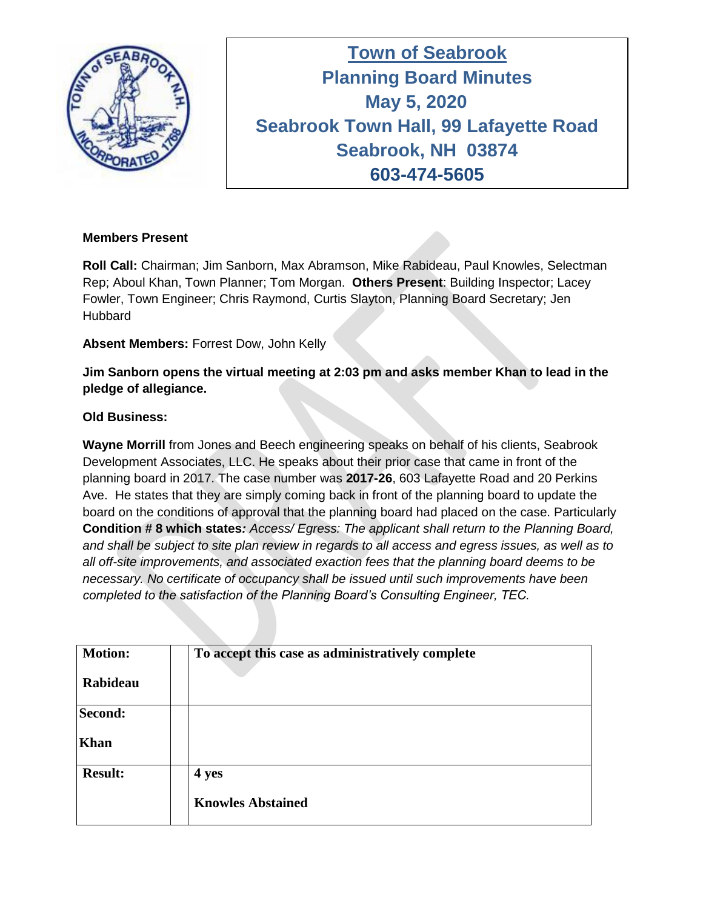# Town of Seabrook
## Planning Board Minutes
## May 5, 2020
## Seabrook Town Hall, 99 Lafayette Road
## Seabrook, NH 03874
## 603-474-5605

**Members Present**

**Roll Call:** Chairman; Jim Sanborn, Max Abramson, Mike Rabideau, Paul Knowles, Selectman Rep; Aboul Khan, Town Planner; Tom Morgan. **Others Present**: Building Inspector; Lacey Fowler, Town Engineer; Chris Raymond, Curtis Slayton, Planning Board Secretary; Jen Hubbard

**Absent Members:** Forrest Dow, John Kelly

**Jim Sanborn opens the virtual meeting at 2:03 pm and asks member Khan to lead in the pledge of allegiance.**

**Old Business:**

**Wayne Morrill** from Jones and Beech engineering speaks on behalf of his clients, Seabrook Development Associates, LLC. He speaks about their prior case that came in front of the planning board in 2017. The case number was **2017-26**, 603 Lafayette Road and 20 Perkins Ave. He states that they are simply coming back in front of the planning board to update the board on the conditions of approval that the planning board had placed on the case. Particularly **Condition # 8 which states***: Access/ Egress: The applicant shall return to the Planning Board, and shall be subject to site plan review in regards to all access and egress issues, as well as to all off-site improvements, and associated exaction fees that the planning board deems to be necessary. No certificate of occupancy shall be issued until such improvements have been completed to the satisfaction of the Planning Board's Consulting Engineer, TEC.*

| | | |
|---|---|---|
| **Motion:** **Rabideau** | | **To accept this case as administratively complete** |
| **Second:** **Khan** | | |
| **Result:** | | **4 yes** **Knowles Abstained** |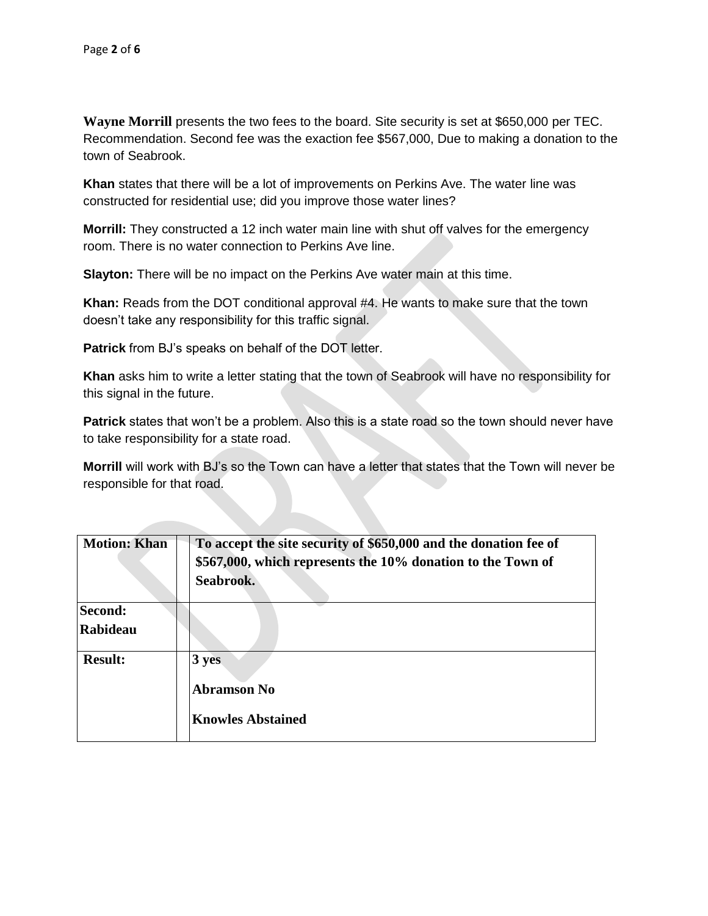**Wayne Morrill** presents the two fees to the board. Site security is set at $650,000 per TEC. Recommendation. Second fee was the exaction fee $567,000, Due to making a donation to the town of Seabrook.

**Khan** states that there will be a lot of improvements on Perkins Ave. The water line was constructed for residential use; did you improve those water lines?

**Morrill:** They constructed a 12 inch water main line with shut off valves for the emergency room. There is no water connection to Perkins Ave line.

**Slayton:** There will be no impact on the Perkins Ave water main at this time.

**Khan:** Reads from the DOT conditional approval #4. He wants to make sure that the town doesn't take any responsibility for this traffic signal.

**Patrick** from BJ's speaks on behalf of the DOT letter.

**Khan** asks him to write a letter stating that the town of Seabrook will have no responsibility for this signal in the future.

**Patrick** states that won't be a problem. Also this is a state road so the town should never have to take responsibility for a state road.

**Morrill** will work with BJ's so the Town can have a letter that states that the Town will never be responsible for that road.

| **Motion: Khan** | **To accept the site security of $650,000 and the donation fee of $567,000, which represents the 10% donation to the Town of Seabrook.** |
|---|---|
| **Second: Rabideau** | |
| **Result:** | **3 yes**<br>**Abramson No**<br>**Knowles Abstained** |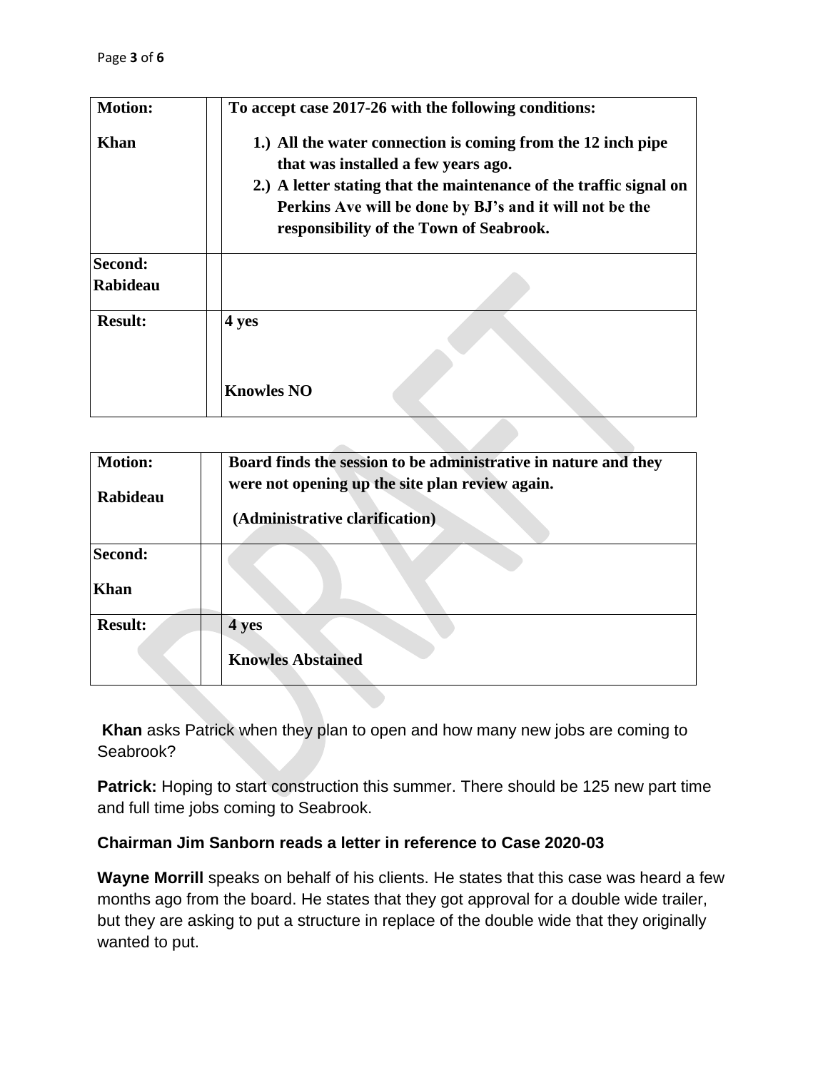| **Motion:** | | **To accept case 2017-26 with the following conditions:** |
| --- | --- | --- |
| **Khan** | | **1.) All the water connection is coming from the 12 inch pipe that was installed a few years ago.**<br>**2.) A letter stating that the maintenance of the traffic signal on Perkins Ave will be done by BJ's and it will not be the responsibility of the Town of Seabrook.** |
| **Second: Rabideau** | | |
| **Result:** | | **4 yes**<br><br>**Knowles NO** |

| **Motion:** | | **Board finds the session to be administrative in nature and they were not opening up the site plan review again.** |
| --- | --- | --- |
| **Rabideau** | | **(Administrative clarification)** |
| **Second:**<br><br>**Khan** | | |
| **Result:** | | **4 yes**<br><br>**Knowles Abstained** |

**Khan** asks Patrick when they plan to open and how many new jobs are coming to Seabrook?

**Patrick:** Hoping to start construction this summer. There should be 125 new part time and full time jobs coming to Seabrook.

**Chairman Jim Sanborn reads a letter in reference to Case 2020-03**

**Wayne Morrill** speaks on behalf of his clients. He states that this case was heard a few months ago from the board. He states that they got approval for a double wide trailer, but they are asking to put a structure in replace of the double wide that they originally wanted to put.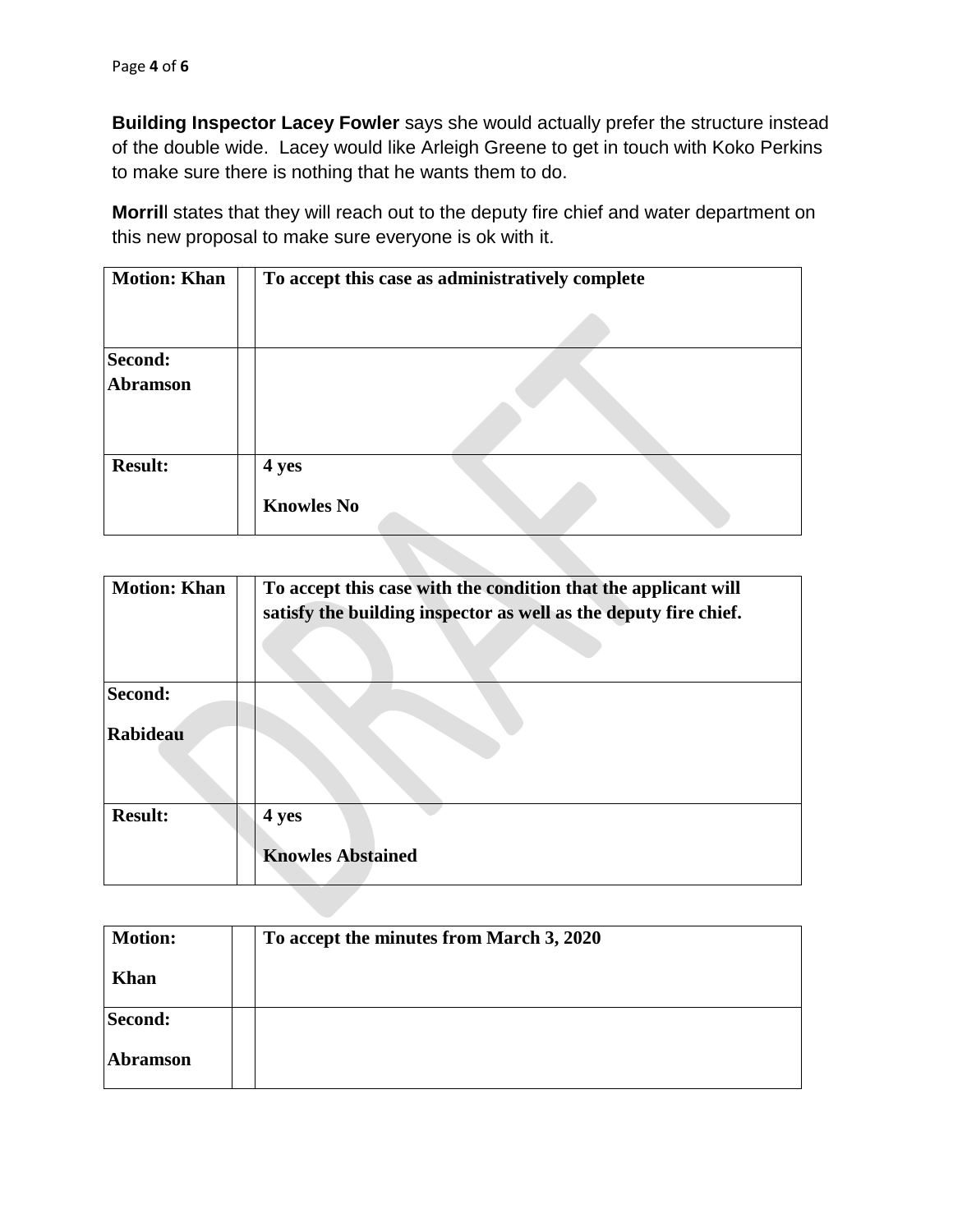**Building Inspector Lacey Fowler** says she would actually prefer the structure instead of the double wide. Lacey would like Arleigh Greene to get in touch with Koko Perkins to make sure there is nothing that he wants them to do.

**Morril**l states that they will reach out to the deputy fire chief and water department on this new proposal to make sure everyone is ok with it.

| **Motion: Khan** | | **To accept this case as administratively complete** |
|---|---|---|
| **Second: Abramson** | | |
| **Result:** | | **4 yes**<br><br>**Knowles No** |

| **Motion: Khan** | | **To accept this case with the condition that the applicant will satisfy the building inspector as well as the deputy fire chief.** |
|---|---|---|
| **Second:**<br><br>**Rabideau** | | |
| **Result:** | | **4 yes**<br><br>**Knowles Abstained** |

| **Motion:**<br><br>**Khan** | | **To accept the minutes from March 3, 2020** |
|---|---|---|
| **Second:**<br><br>**Abramson** | | |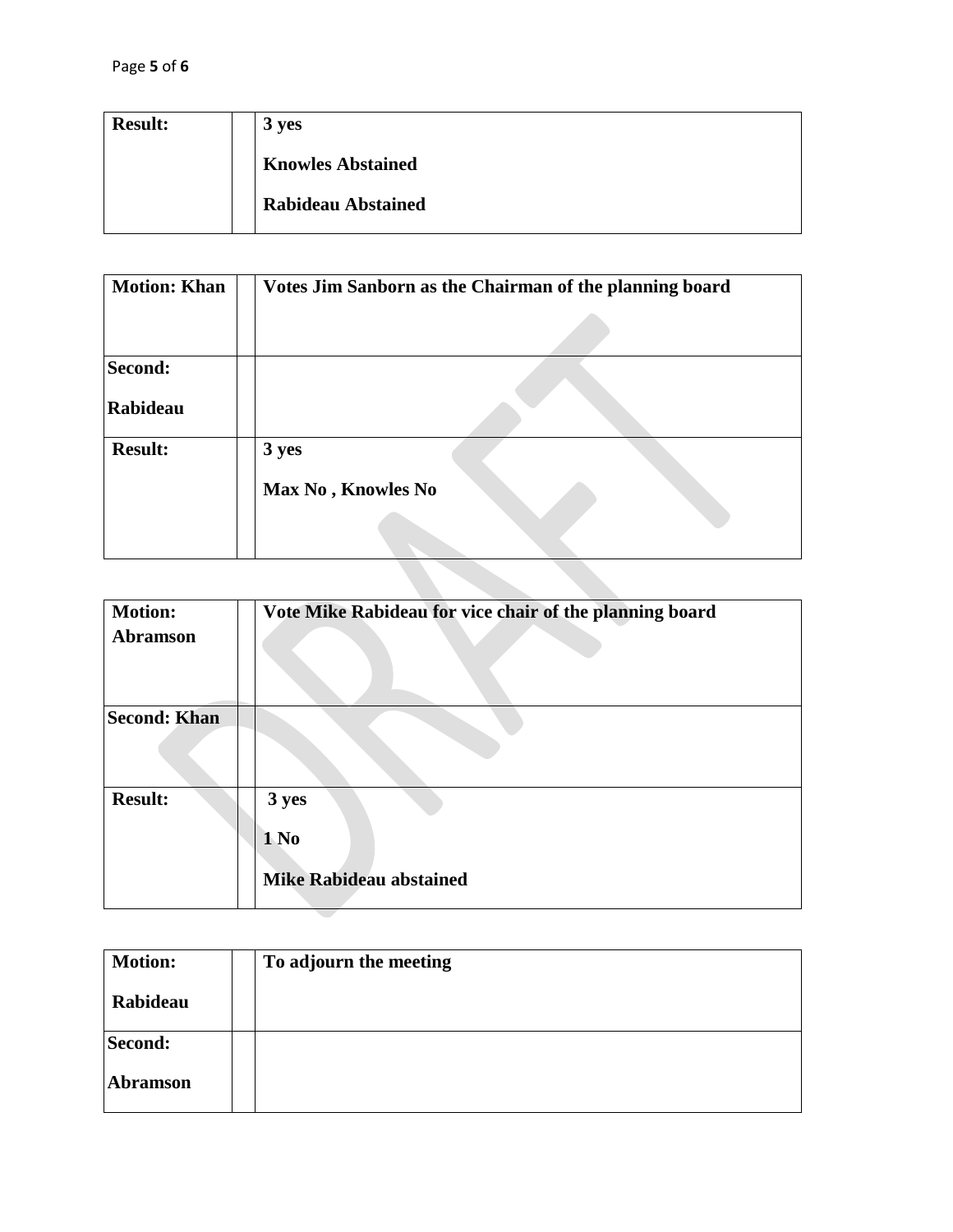| **Result:** | | **3 yes**<br><br>**Knowles Abstained**<br><br>**Rabideau Abstained** |
|---|---|---|

| **Motion: Khan** | | **Votes Jim Sanborn as the Chairman of the planning board** |
|---|---|---|
| **Second:**<br><br>**Rabideau** | | |
| **Result:** | | **3 yes**<br><br>**Max No , Knowles No** |

| **Motion: Abramson** | | **Vote Mike Rabideau for vice chair of the planning board** |
|---|---|---|
| **Second: Khan** | | |
| **Result:** | | **3 yes**<br><br>**1 No**<br><br>**Mike Rabideau abstained** |

| **Motion:**<br><br>**Rabideau** | | **To adjourn the meeting** |
|---|---|---|
| **Second:**<br><br>**Abramson** | | |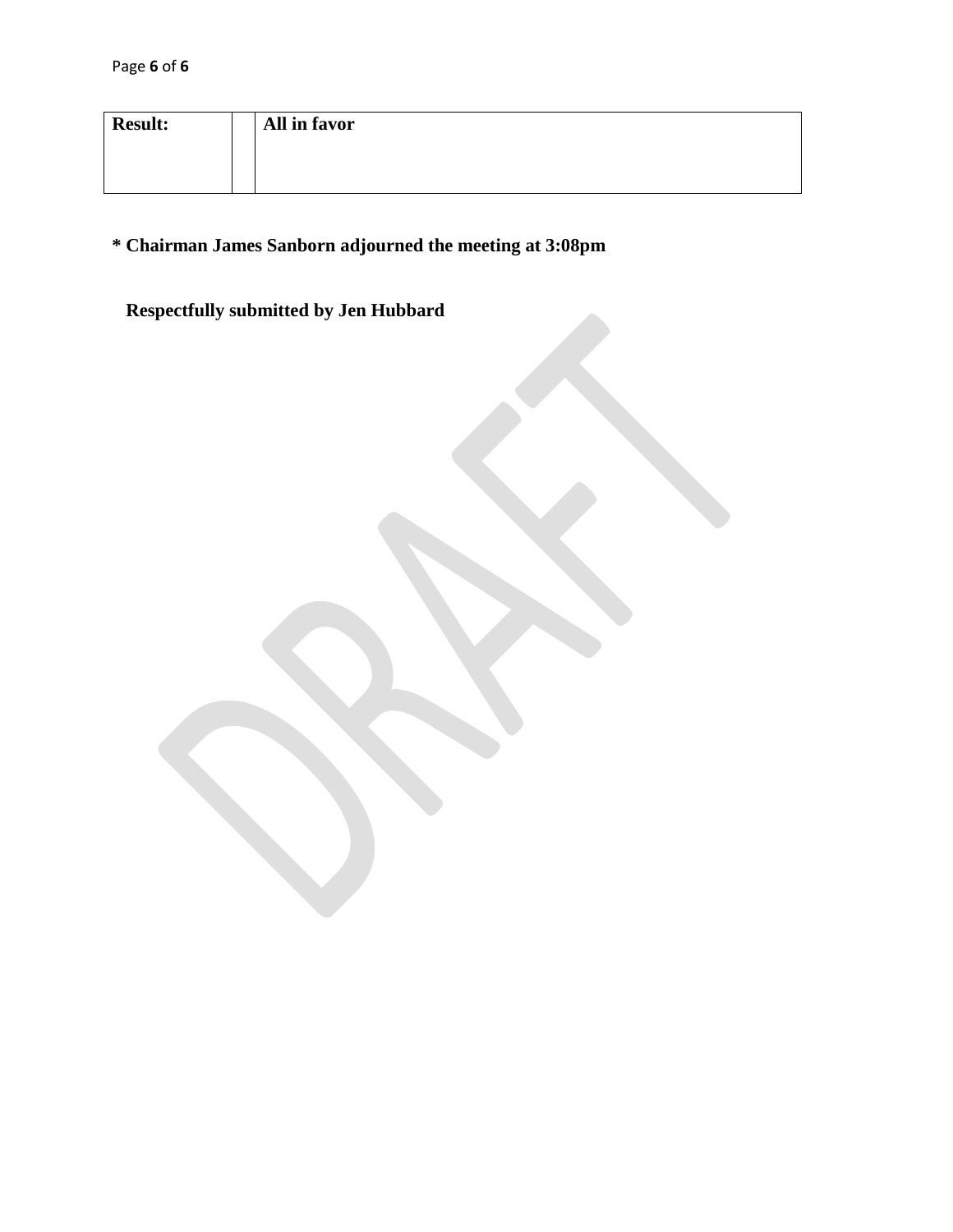| | | |
|---|---|---|
| **Result:** | | **All in favor** |

**\* Chairman James Sanborn adjourned the meeting at 3:08pm**

**Respectfully submitted by Jen Hubbard**

DRAFT